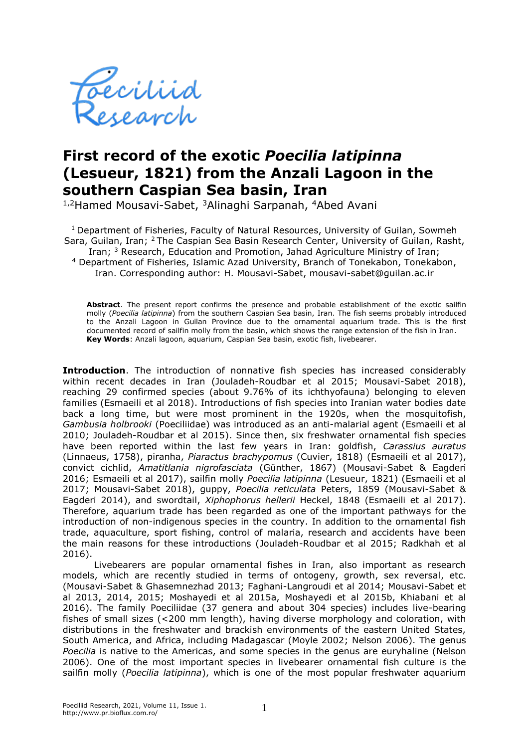# First record of the exotic *Poecilia latipinna* (Lesueur, 1821) from the Anzali Lagoon in the southern Caspian Sea basin, Iran

[1,2]Hamed Mousavi-Sabet, [3]Alinaghi Sarpanah, [4]Abed Avani

[1] Department of Fisheries, Faculty of Natural Resources, University of Guilan, Sowmeh Sara, Guilan, Iran; [2] The Caspian Sea Basin Research Center, University of Guilan, Rasht, Iran; [3] Research, Education and Promotion, Jahad Agriculture Ministry of Iran; [4] Department of Fisheries, Islamic Azad University, Branch of Tonekabon, Tonekabon, Iran. Corresponding author: H. Mousavi-Sabet, mousavi-sabet@guilan.ac.ir

**Abstract**. The present report confirms the presence and probable establishment of the exotic sailfin molly (*Poecilia latipinna*) from the southern Caspian Sea basin, Iran. The fish seems probably introduced to the Anzali Lagoon in Guilan Province due to the ornamental aquarium trade. This is the first documented record of sailfin molly from the basin, which shows the range extension of the fish in Iran.
**Key Words**: Anzali lagoon, aquarium, Caspian Sea basin, exotic fish, livebearer.

**Introduction**. The introduction of nonnative fish species has increased considerably within recent decades in Iran (Jouladeh-Roudbar et al 2015; Mousavi-Sabet 2018), reaching 29 confirmed species (about 9.76% of its ichthyofauna) belonging to eleven families (Esmaeili et al 2018). Introductions of fish species into Iranian water bodies date back a long time, but were most prominent in the 1920s, when the mosquitofish, *Gambusia holbrooki* (Poeciliidae) was introduced as an anti-malarial agent (Esmaeili et al 2010; Jouladeh-Roudbar et al 2015). Since then, six freshwater ornamental fish species have been reported within the last few years in Iran: goldfish, *Carassius auratus* (Linnaeus, 1758), piranha, *Piaractus brachypomus* (Cuvier, 1818) (Esmaeili et al 2017), convict cichlid, *Amatitlania nigrofasciata* (Günther, 1867) (Mousavi-Sabet & Eagderi 2016; Esmaeili et al 2017), sailfin molly *Poecilia latipinna* (Lesueur, 1821) (Esmaeili et al 2017; Mousavi-Sabet 2018), guppy, *Poecilia reticulata* Peters, 1859 (Mousavi-Sabet & Eagderi 2014), and swordtail, *Xiphophorus hellerii* Heckel, 1848 (Esmaeili et al 2017). Therefore, aquarium trade has been regarded as one of the important pathways for the introduction of non-indigenous species in the country. In addition to the ornamental fish trade, aquaculture, sport fishing, control of malaria, research and accidents have been the main reasons for these introductions (Jouladeh-Roudbar et al 2015; Radkhah et al 2016).

Livebearers are popular ornamental fishes in Iran, also important as research models, which are recently studied in terms of ontogeny, growth, sex reversal, etc. (Mousavi-Sabet & Ghasemnezhad 2013; Faghani-Langroudi et al 2014; Mousavi-Sabet et al 2013, 2014, 2015; Moshayedi et al 2015a, Moshayedi et al 2015b, Khiabani et al 2016). The family Poeciliidae (37 genera and about 304 species) includes live-bearing fishes of small sizes (<200 mm length), having diverse morphology and coloration, with distributions in the freshwater and brackish environments of the eastern United States, South America, and Africa, including Madagascar (Moyle 2002; Nelson 2006). The genus *Poecilia* is native to the Americas, and some species in the genus are euryhaline (Nelson 2006). One of the most important species in livebearer ornamental fish culture is the sailfin molly (*Poecilia latipinna*), which is one of the most popular freshwater aquarium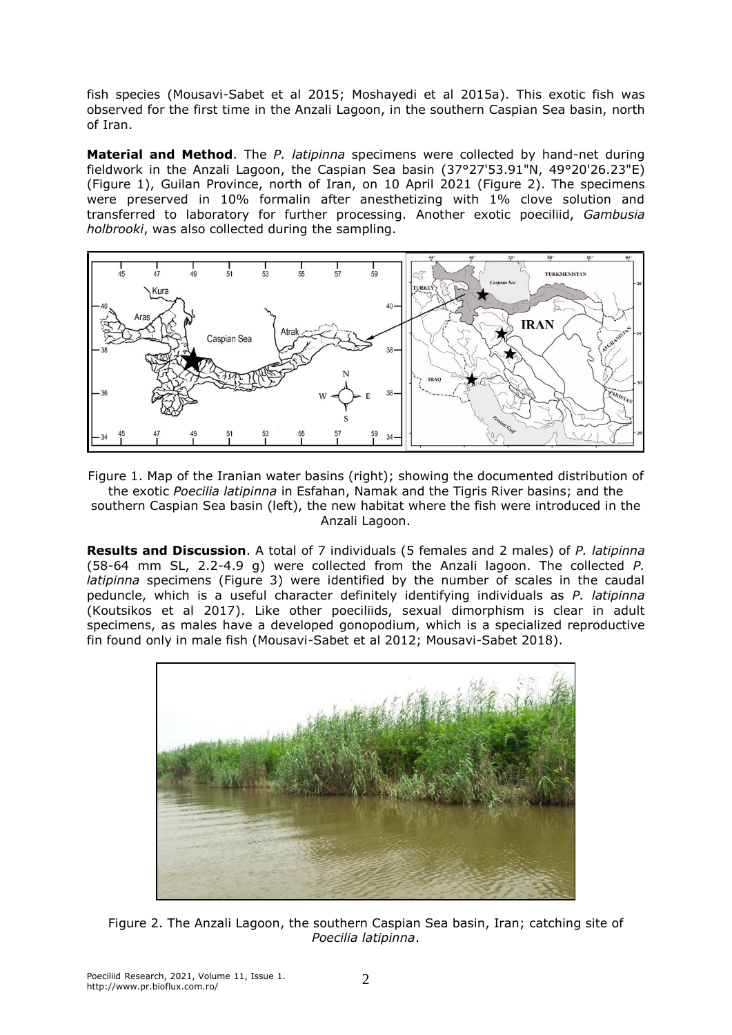fish species (Mousavi-Sabet et al 2015; Moshayedi et al 2015a). This exotic fish was observed for the first time in the Anzali Lagoon, in the southern Caspian Sea basin, north of Iran.

**Material and Method**. The *P. latipinna* specimens were collected by hand-net during fieldwork in the Anzali Lagoon, the Caspian Sea basin (37°27'53.91"N, 49°20'26.23"E) (Figure 1), Guilan Province, north of Iran, on 10 April 2021 (Figure 2). The specimens were preserved in 10% formalin after anesthetizing with 1% clove solution and transferred to laboratory for further processing. Another exotic poeciliid, *Gambusia holbrooki*, was also collected during the sampling.

Figure 1. Map of the Iranian water basins (right); showing the documented distribution of the exotic *Poecilia latipinna* in Esfahan, Namak and the Tigris River basins; and the southern Caspian Sea basin (left), the new habitat where the fish were introduced in the Anzali Lagoon.

**Results and Discussion**. A total of 7 individuals (5 females and 2 males) of *P. latipinna* (58-64 mm SL, 2.2-4.9 g) were collected from the Anzali lagoon. The collected *P. latipinna* specimens (Figure 3) were identified by the number of scales in the caudal peduncle, which is a useful character definitely identifying individuals as *P. latipinna* (Koutsikos et al 2017). Like other poeciliids, sexual dimorphism is clear in adult specimens, as males have a developed gonopodium, which is a specialized reproductive fin found only in male fish (Mousavi-Sabet et al 2012; Mousavi-Sabet 2018).

Figure 2. The Anzali Lagoon, the southern Caspian Sea basin, Iran; catching site of *Poecilia latipinna*.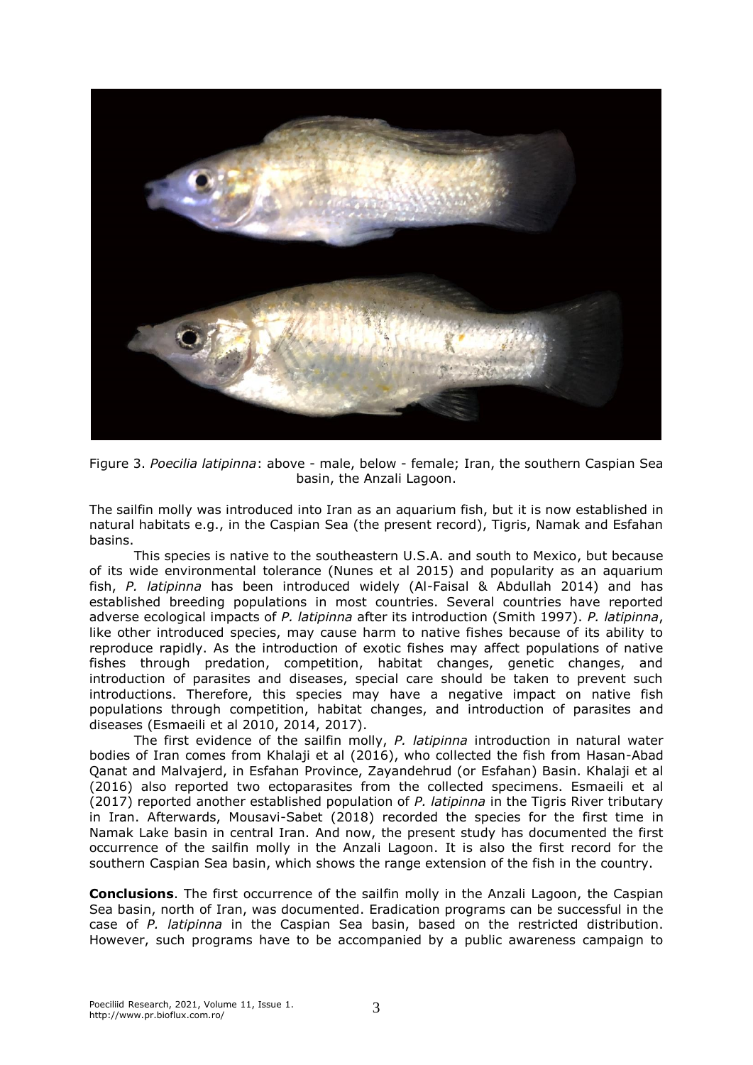Figure 3. *Poecilia latipinna*: above - male, below - female; Iran, the southern Caspian Sea basin, the Anzali Lagoon.

The sailfin molly was introduced into Iran as an aquarium fish, but it is now established in natural habitats e.g., in the Caspian Sea (the present record), Tigris, Namak and Esfahan basins.

This species is native to the southeastern U.S.A. and south to Mexico, but because of its wide environmental tolerance (Nunes et al 2015) and popularity as an aquarium fish, *P. latipinna* has been introduced widely (Al-Faisal & Abdullah 2014) and has established breeding populations in most countries. Several countries have reported adverse ecological impacts of *P. latipinna* after its introduction (Smith 1997). *P. latipinna*, like other introduced species, may cause harm to native fishes because of its ability to reproduce rapidly. As the introduction of exotic fishes may affect populations of native fishes through predation, competition, habitat changes, genetic changes, and introduction of parasites and diseases, special care should be taken to prevent such introductions. Therefore, this species may have a negative impact on native fish populations through competition, habitat changes, and introduction of parasites and diseases (Esmaeili et al 2010, 2014, 2017).

The first evidence of the sailfin molly, *P. latipinna* introduction in natural water bodies of Iran comes from Khalaji et al (2016), who collected the fish from Hasan-Abad Qanat and Malvajerd, in Esfahan Province, Zayandehrud (or Esfahan) Basin. Khalaji et al (2016) also reported two ectoparasites from the collected specimens. Esmaeili et al (2017) reported another established population of *P. latipinna* in the Tigris River tributary in Iran. Afterwards, Mousavi-Sabet (2018) recorded the species for the first time in Namak Lake basin in central Iran. And now, the present study has documented the first occurrence of the sailfin molly in the Anzali Lagoon. It is also the first record for the southern Caspian Sea basin, which shows the range extension of the fish in the country.

**Conclusions**. The first occurrence of the sailfin molly in the Anzali Lagoon, the Caspian Sea basin, north of Iran, was documented. Eradication programs can be successful in the case of *P. latipinna* in the Caspian Sea basin, based on the restricted distribution. However, such programs have to be accompanied by a public awareness campaign to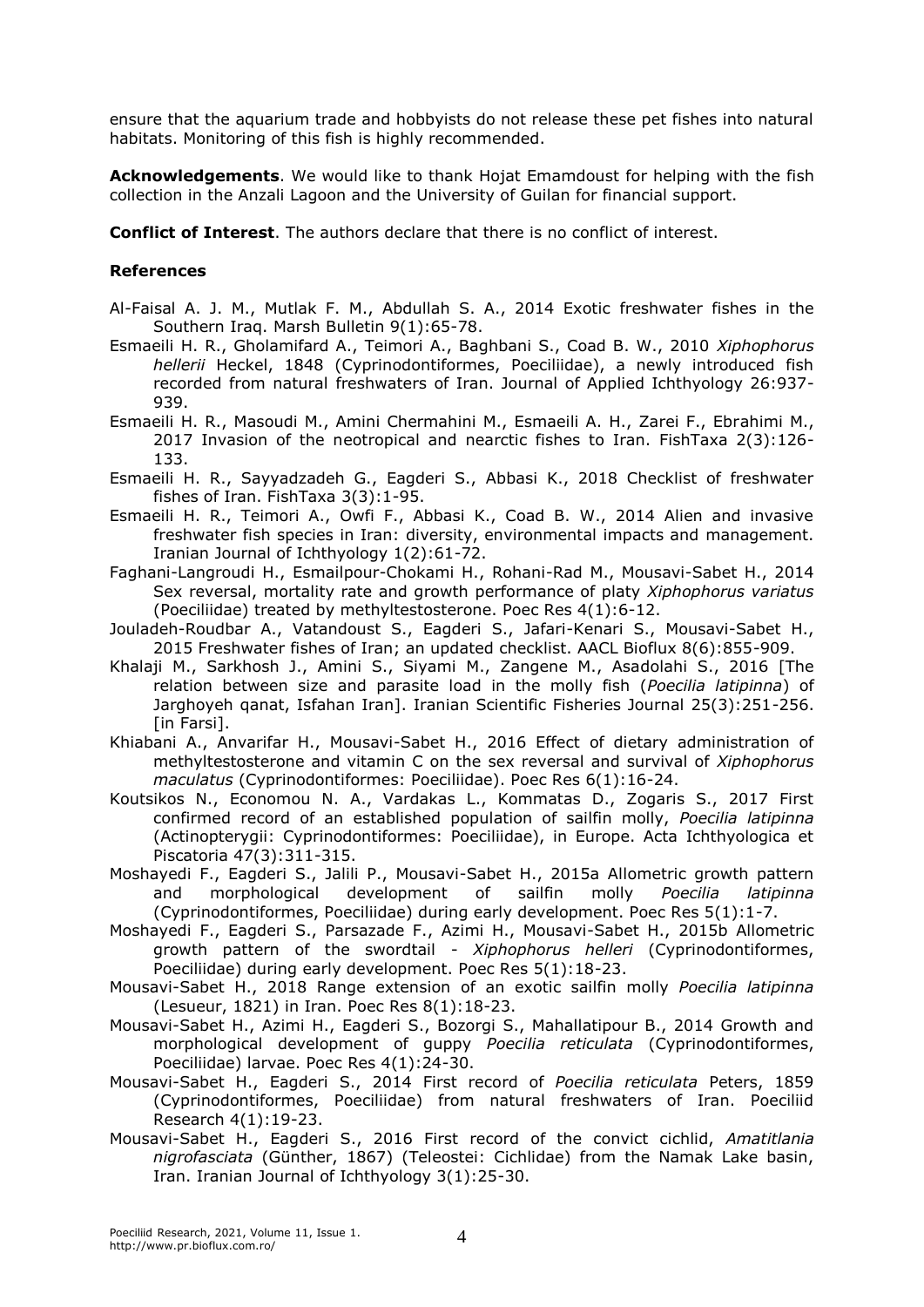ensure that the aquarium trade and hobbyists do not release these pet fishes into natural habitats. Monitoring of this fish is highly recommended.

**Acknowledgements**. We would like to thank Hojat Emamdoust for helping with the fish collection in the Anzali Lagoon and the University of Guilan for financial support.

**Conflict of Interest**. The authors declare that there is no conflict of interest.

**References**

Al-Faisal A. J. M., Mutlak F. M., Abdullah S. A., 2014 Exotic freshwater fishes in the Southern Iraq. Marsh Bulletin 9(1):65-78.

Esmaeili H. R., Gholamifard A., Teimori A., Baghbani S., Coad B. W., 2010 *Xiphophorus hellerii* Heckel, 1848 (Cyprinodontiformes, Poeciliidae), a newly introduced fish recorded from natural freshwaters of Iran. Journal of Applied Ichthyology 26:937-939.

Esmaeili H. R., Masoudi M., Amini Chermahini M., Esmaeili A. H., Zarei F., Ebrahimi M., 2017 Invasion of the neotropical and nearctic fishes to Iran. FishTaxa 2(3):126-133.

Esmaeili H. R., Sayyadzadeh G., Eagderi S., Abbasi K., 2018 Checklist of freshwater fishes of Iran. FishTaxa 3(3):1-95.

Esmaeili H. R., Teimori A., Owfi F., Abbasi K., Coad B. W., 2014 Alien and invasive freshwater fish species in Iran: diversity, environmental impacts and management. Iranian Journal of Ichthyology 1(2):61-72.

Faghani-Langroudi H., Esmailpour-Chokami H., Rohani-Rad M., Mousavi-Sabet H., 2014 Sex reversal, mortality rate and growth performance of platy *Xiphophorus variatus* (Poeciliidae) treated by methyltestosterone. Poec Res 4(1):6-12.

Jouladeh-Roudbar A., Vatandoust S., Eagderi S., Jafari-Kenari S., Mousavi-Sabet H., 2015 Freshwater fishes of Iran; an updated checklist. AACL Bioflux 8(6):855-909.

Khalaji M., Sarkhosh J., Amini S., Siyami M., Zangene M., Asadolahi S., 2016 [The relation between size and parasite load in the molly fish (*Poecilia latipinna*) of Jarghoyeh qanat, Isfahan Iran]. Iranian Scientific Fisheries Journal 25(3):251-256. [in Farsi].

Khiabani A., Anvarifar H., Mousavi-Sabet H., 2016 Effect of dietary administration of methyltestosterone and vitamin C on the sex reversal and survival of *Xiphophorus maculatus* (Cyprinodontiformes: Poeciliidae). Poec Res 6(1):16-24.

Koutsikos N., Economou N. A., Vardakas L., Kommatas D., Zogaris S., 2017 First confirmed record of an established population of sailfin molly, *Poecilia latipinna* (Actinopterygii: Cyprinodontiformes: Poeciliidae), in Europe. Acta Ichthyologica et Piscatoria 47(3):311-315.

Moshayedi F., Eagderi S., Jalili P., Mousavi-Sabet H., 2015a Allometric growth pattern and morphological development of sailfin molly *Poecilia latipinna* (Cyprinodontiformes, Poeciliidae) during early development. Poec Res 5(1):1-7.

Moshayedi F., Eagderi S., Parsazade F., Azimi H., Mousavi-Sabet H., 2015b Allometric growth pattern of the swordtail - *Xiphophorus helleri* (Cyprinodontiformes, Poeciliidae) during early development. Poec Res 5(1):18-23.

Mousavi-Sabet H., 2018 Range extension of an exotic sailfin molly *Poecilia latipinna* (Lesueur, 1821) in Iran. Poec Res 8(1):18-23.

Mousavi-Sabet H., Azimi H., Eagderi S., Bozorgi S., Mahallatipour B., 2014 Growth and morphological development of guppy *Poecilia reticulata* (Cyprinodontiformes, Poeciliidae) larvae. Poec Res 4(1):24-30.

Mousavi-Sabet H., Eagderi S., 2014 First record of *Poecilia reticulata* Peters, 1859 (Cyprinodontiformes, Poeciliidae) from natural freshwaters of Iran. Poeciliid Research 4(1):19-23.

Mousavi-Sabet H., Eagderi S., 2016 First record of the convict cichlid, *Amatitlania nigrofasciata* (Günther, 1867) (Teleostei: Cichlidae) from the Namak Lake basin, Iran. Iranian Journal of Ichthyology 3(1):25-30.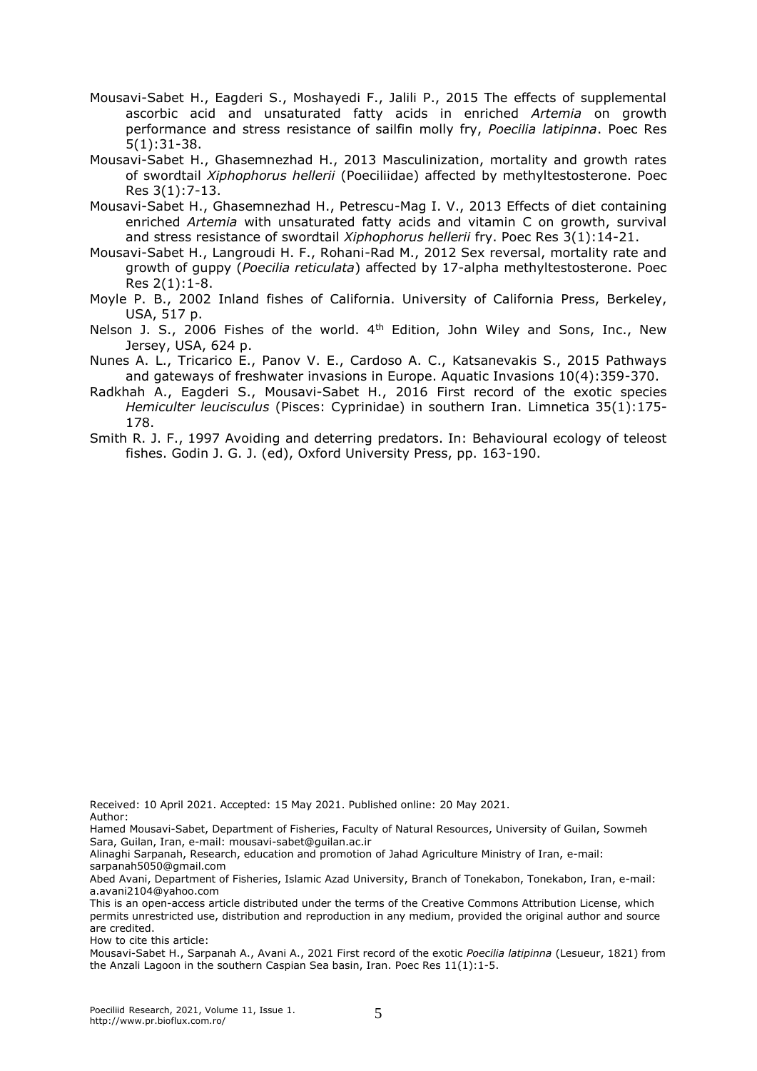Mousavi-Sabet H., Eagderi S., Moshayedi F., Jalili P., 2015 The effects of supplemental ascorbic acid and unsaturated fatty acids in enriched *Artemia* on growth performance and stress resistance of sailfin molly fry, *Poecilia latipinna*. Poec Res 5(1):31-38.

Mousavi-Sabet H., Ghasemnezhad H., 2013 Masculinization, mortality and growth rates of swordtail *Xiphophorus hellerii* (Poeciliidae) affected by methyltestosterone. Poec Res 3(1):7-13.

Mousavi-Sabet H., Ghasemnezhad H., Petrescu-Mag I. V., 2013 Effects of diet containing enriched *Artemia* with unsaturated fatty acids and vitamin C on growth, survival and stress resistance of swordtail *Xiphophorus hellerii* fry. Poec Res 3(1):14-21.

Mousavi-Sabet H., Langroudi H. F., Rohani-Rad M., 2012 Sex reversal, mortality rate and growth of guppy (*Poecilia reticulata*) affected by 17-alpha methyltestosterone. Poec Res 2(1):1-8.

Moyle P. B., 2002 Inland fishes of California. University of California Press, Berkeley, USA, 517 p.

Nelson J. S., 2006 Fishes of the world. 4th Edition, John Wiley and Sons, Inc., New Jersey, USA, 624 p.

Nunes A. L., Tricarico E., Panov V. E., Cardoso A. C., Katsanevakis S., 2015 Pathways and gateways of freshwater invasions in Europe. Aquatic Invasions 10(4):359-370.

Radkhah A., Eagderi S., Mousavi-Sabet H., 2016 First record of the exotic species *Hemiculter leucisculus* (Pisces: Cyprinidae) in southern Iran. Limnetica 35(1):175-178.

Smith R. J. F., 1997 Avoiding and deterring predators. In: Behavioural ecology of teleost fishes. Godin J. G. J. (ed), Oxford University Press, pp. 163-190.

Received: 10 April 2021. Accepted: 15 May 2021. Published online: 20 May 2021.

Author:

Hamed Mousavi-Sabet, Department of Fisheries, Faculty of Natural Resources, University of Guilan, Sowmeh Sara, Guilan, Iran, e-mail: mousavi-sabet@guilan.ac.ir

Alinaghi Sarpanah, Research, education and promotion of Jahad Agriculture Ministry of Iran, e-mail: sarpanah5050@gmail.com

Abed Avani, Department of Fisheries, Islamic Azad University, Branch of Tonekabon, Tonekabon, Iran, e-mail: a.avani2104@yahoo.com

This is an open-access article distributed under the terms of the Creative Commons Attribution License, which permits unrestricted use, distribution and reproduction in any medium, provided the original author and source are credited.

How to cite this article:

Mousavi-Sabet H., Sarpanah A., Avani A., 2021 First record of the exotic *Poecilia latipinna* (Lesueur, 1821) from the Anzali Lagoon in the southern Caspian Sea basin, Iran. Poec Res 11(1):1-5.